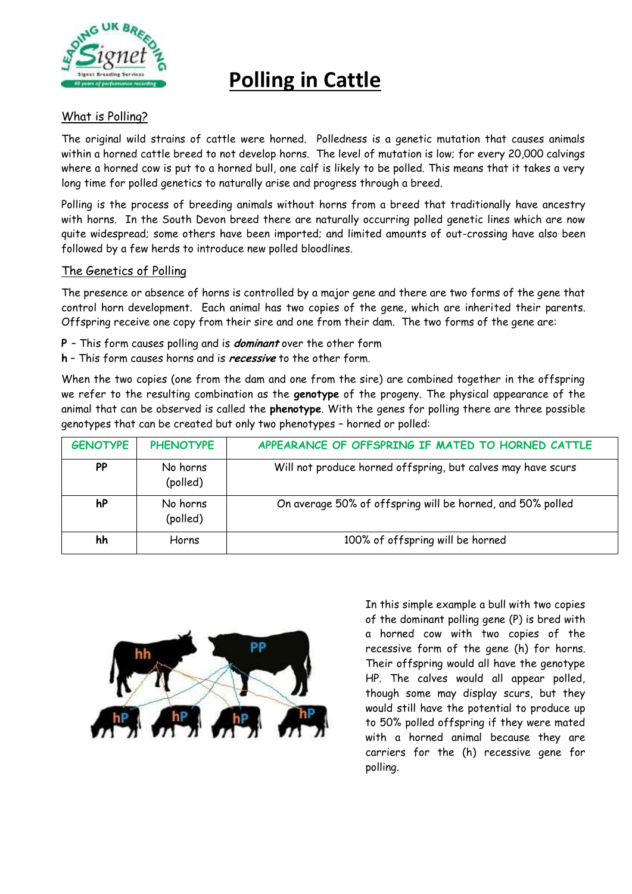# Polling in Cattle

## What is Polling?

The original wild strains of cattle were horned. Polledness is a genetic mutation that causes animals within a horned cattle breed to not develop horns. The level of mutation is low; for every 20,000 calvings where a horned cow is put to a horned bull, one calf is likely to be polled. This means that it takes a very long time for polled genetics to naturally arise and progress through a breed.

Polling is the process of breeding animals without horns from a breed that traditionally have ancestry with horns. In the South Devon breed there are naturally occurring polled genetic lines which are now quite widespread; some others have been imported; and limited amounts of out-crossing have also been followed by a few herds to introduce new polled bloodlines.

## The Genetics of Polling

The presence or absence of horns is controlled by a major gene and there are two forms of the gene that control horn development. Each animal has two copies of the gene, which are inherited their parents. Offspring receive one copy from their sire and one from their dam. The two forms of the gene are:

**P** – This form causes polling and is ***dominant*** over the other form
**h** – This form causes horns and is ***recessive*** to the other form.

When the two copies (one from the dam and one from the sire) are combined together in the offspring we refer to the resulting combination as the **genotype** of the progeny. The physical appearance of the animal that can be observed is called the **phenotype**. With the genes for polling there are three possible genotypes that can be created but only two phenotypes – horned or polled:

| GENOTYPE | PHENOTYPE | APPEARANCE OF OFFSPRING IF MATED TO HORNED CATTLE |
|---|---|---|
| **PP** | No horns (polled) | Will not produce horned offspring, but calves may have scurs |
| **hP** | No horns (polled) | On average 50% of offspring will be horned, and 50% polled |
| **hh** | Horns | 100% of offspring will be horned |

In this simple example a bull with two copies of the dominant polling gene (P) is bred with a horned cow with two copies of the recessive form of the gene (h) for horns. Their offspring would all have the genotype HP. The calves would all appear polled, though some may display scurs, but they would still have the potential to produce up to 50% polled offspring if they were mated with a horned animal because they are carriers for the (h) recessive gene for polling.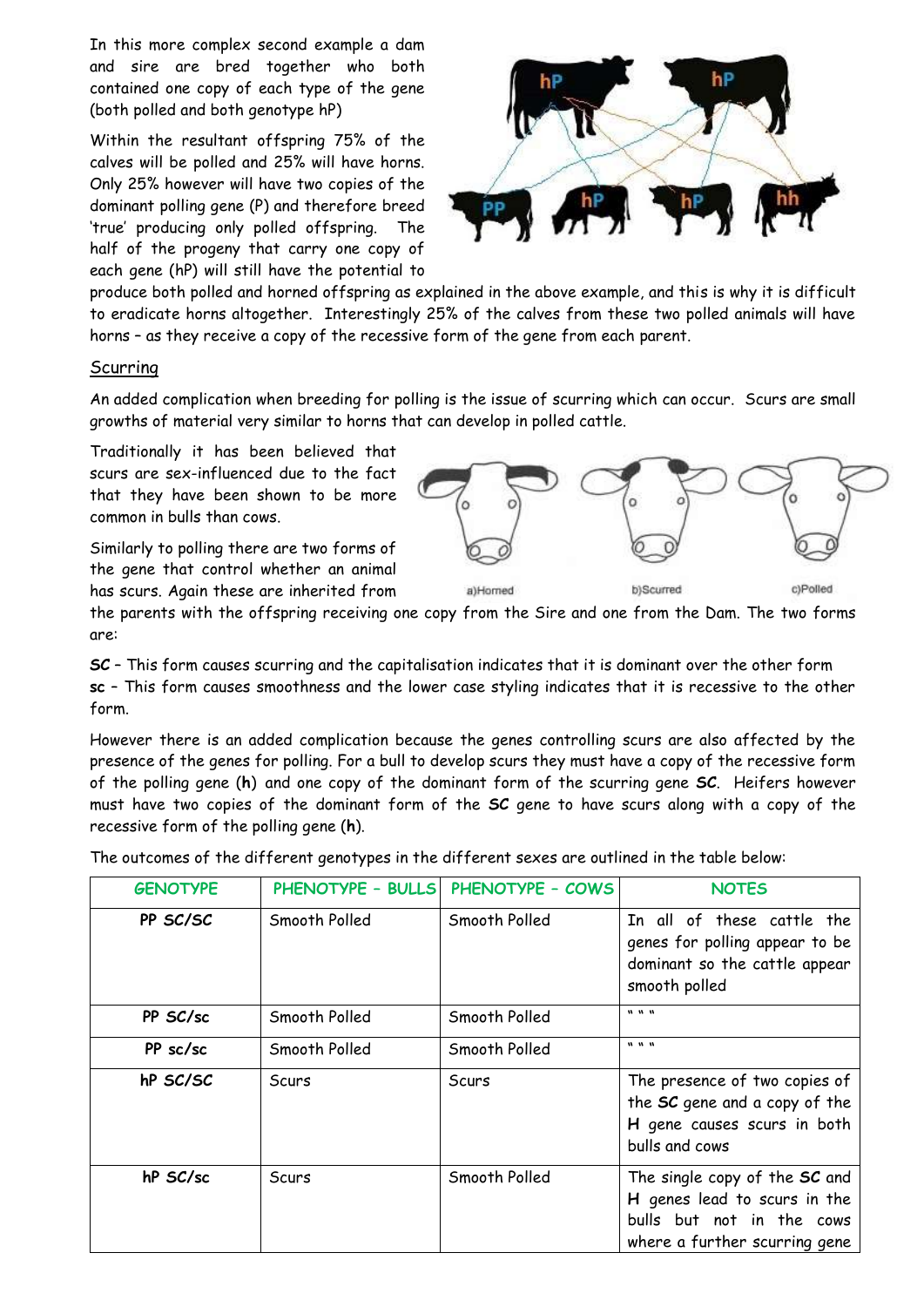In this more complex second example a dam and sire are bred together who both contained one copy of each type of the gene (both polled and both genotype hP)

Within the resultant offspring 75% of the calves will be polled and 25% will have horns. Only 25% however will have two copies of the dominant polling gene (P) and therefore breed 'true' producing only polled offspring. The half of the progeny that carry one copy of each gene (hP) will still have the potential to produce both polled and horned offspring as explained in the above example, and this is why it is difficult to eradicate horns altogether. Interestingly 25% of the calves from these two polled animals will have horns – as they receive a copy of the recessive form of the gene from each parent.

## Scurring

An added complication when breeding for polling is the issue of scurring which can occur. Scurs are small growths of material very similar to horns that can develop in polled cattle.

Traditionally it has been believed that scurs are sex-influenced due to the fact that they have been shown to be more common in bulls than cows.

a)Horned b)Scurred c)Polled

Similarly to polling there are two forms of the gene that control whether an animal has scurs. Again these are inherited from the parents with the offspring receiving one copy from the Sire and one from the Dam. The two forms are:

**SC** – This form causes scurring and the capitalisation indicates that it is dominant over the other form
**sc** – This form causes smoothness and the lower case styling indicates that it is recessive to the other form.

However there is an added complication because the genes controlling scurs are also affected by the presence of the genes for polling. For a bull to develop scurs they must have a copy of the recessive form of the polling gene (**h**) and one copy of the dominant form of the scurring gene **SC**. Heifers however must have two copies of the dominant form of the **SC** gene to have scurs along with a copy of the recessive form of the polling gene (**h**).

The outcomes of the different genotypes in the different sexes are outlined in the table below:

| GENOTYPE | PHENOTYPE – BULLS | PHENOTYPE – COWS | NOTES |
|---|---|---|---|
| **PP SC/SC** | Smooth Polled | Smooth Polled | In all of these cattle the genes for polling appear to be dominant so the cattle appear smooth polled |
| **PP SC/sc** | Smooth Polled | Smooth Polled | " " " |
| **PP sc/sc** | Smooth Polled | Smooth Polled | " " " |
| **hP SC/SC** | Scurs | Scurs | The presence of two copies of the **SC** gene and a copy of the **H** gene causes scurs in both bulls and cows |
| **hP SC/sc** | Scurs | Smooth Polled | The single copy of the **SC** and **H** genes lead to scurs in the bulls but not in the cows where a further scurring gene |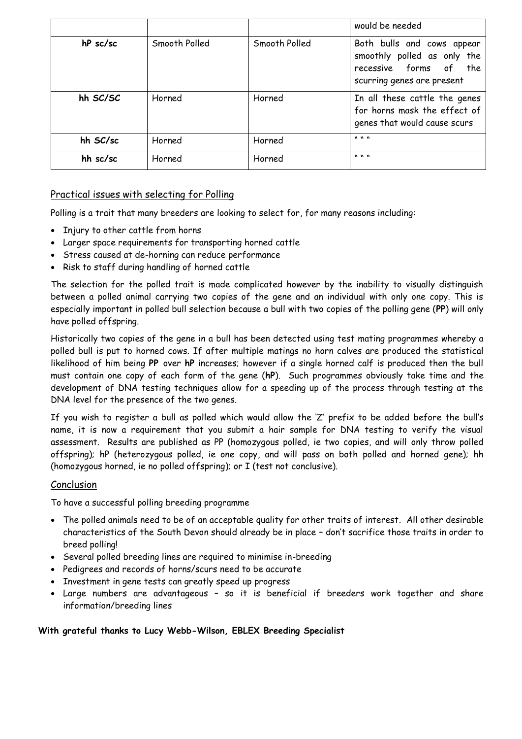| | | | |
|---|---|---|---|
| | | | would be needed |
| **hP sc/sc** | Smooth Polled | Smooth Polled | Both bulls and cows appear smoothly polled as only the recessive forms of the scurring genes are present |
| **hh SC/SC** | Horned | Horned | In all these cattle the genes for horns mask the effect of genes that would cause scurs |
| **hh SC/sc** | Horned | Horned | " " " |
| **hh sc/sc** | Horned | Horned | " " " |

## Practical issues with selecting for Polling

Polling is a trait that many breeders are looking to select for, for many reasons including:

- Injury to other cattle from horns
- Larger space requirements for transporting horned cattle
- Stress caused at de-horning can reduce performance
- Risk to staff during handling of horned cattle

The selection for the polled trait is made complicated however by the inability to visually distinguish between a polled animal carrying two copies of the gene and an individual with only one copy. This is especially important in polled bull selection because a bull with two copies of the polling gene (**PP**) will only have polled offspring.

Historically two copies of the gene in a bull has been detected using test mating programmes whereby a polled bull is put to horned cows. If after multiple matings no horn calves are produced the statistical likelihood of him being **PP** over **hP** increases; however if a single horned calf is produced then the bull must contain one copy of each form of the gene (**hP**). Such programmes obviously take time and the development of DNA testing techniques allow for a speeding up of the process through testing at the DNA level for the presence of the two genes.

If you wish to register a bull as polled which would allow the 'Z' prefix to be added before the bull's name, it is now a requirement that you submit a hair sample for DNA testing to verify the visual assessment. Results are published as PP (homozygous polled, ie two copies, and will only throw polled offspring); hP (heterozygous polled, ie one copy, and will pass on both polled and horned gene); hh (homozygous horned, ie no polled offspring); or I (test not conclusive).

## Conclusion

To have a successful polling breeding programme

- The polled animals need to be of an acceptable quality for other traits of interest. All other desirable characteristics of the South Devon should already be in place – don't sacrifice those traits in order to breed polling!
- Several polled breeding lines are required to minimise in-breeding
- Pedigrees and records of horns/scurs need to be accurate
- Investment in gene tests can greatly speed up progress
- Large numbers are advantageous – so it is beneficial if breeders work together and share information/breeding lines

**With grateful thanks to Lucy Webb-Wilson, EBLEX Breeding Specialist**